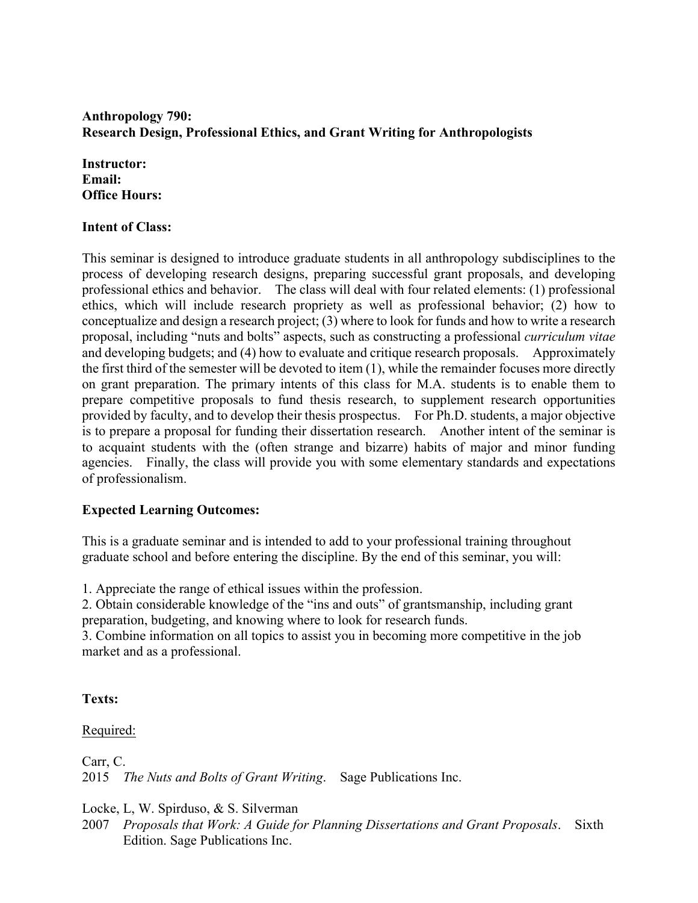**Anthropology 790:**
**Research Design, Professional Ethics, and Grant Writing for Anthropologists**

**Instructor:**
**Email:**
**Office Hours:**

**Intent of Class:**

This seminar is designed to introduce graduate students in all anthropology subdisciplines to the process of developing research designs, preparing successful grant proposals, and developing professional ethics and behavior. The class will deal with four related elements: (1) professional ethics, which will include research propriety as well as professional behavior; (2) how to conceptualize and design a research project; (3) where to look for funds and how to write a research proposal, including "nuts and bolts" aspects, such as constructing a professional *curriculum vitae* and developing budgets; and (4) how to evaluate and critique research proposals. Approximately the first third of the semester will be devoted to item (1), while the remainder focuses more directly on grant preparation. The primary intents of this class for M.A. students is to enable them to prepare competitive proposals to fund thesis research, to supplement research opportunities provided by faculty, and to develop their thesis prospectus. For Ph.D. students, a major objective is to prepare a proposal for funding their dissertation research. Another intent of the seminar is to acquaint students with the (often strange and bizarre) habits of major and minor funding agencies. Finally, the class will provide you with some elementary standards and expectations of professionalism.

**Expected Learning Outcomes:**

This is a graduate seminar and is intended to add to your professional training throughout graduate school and before entering the discipline. By the end of this seminar, you will:

1. Appreciate the range of ethical issues within the profession.
2. Obtain considerable knowledge of the "ins and outs" of grantsmanship, including grant preparation, budgeting, and knowing where to look for research funds.
3. Combine information on all topics to assist you in becoming more competitive in the job market and as a professional.

**Texts:**

Required:

Carr, C.
2015 *The Nuts and Bolts of Grant Writing*. Sage Publications Inc.

Locke, L, W. Spirduso, & S. Silverman
2007 *Proposals that Work: A Guide for Planning Dissertations and Grant Proposals*. Sixth Edition. Sage Publications Inc.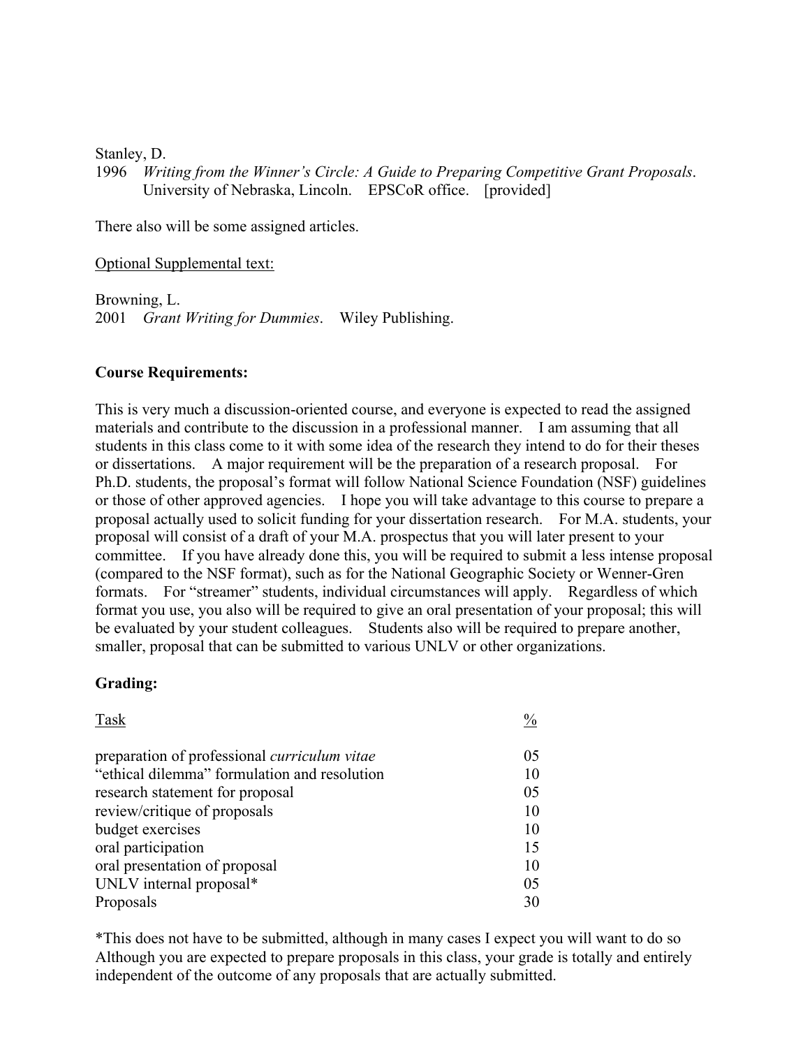Stanley, D.
1996 *Writing from the Winner's Circle: A Guide to Preparing Competitive Grant Proposals*. University of Nebraska, Lincoln. EPSCoR office. [provided]

There also will be some assigned articles.

Optional Supplemental text:

Browning, L.
2001 *Grant Writing for Dummies*. Wiley Publishing.

**Course Requirements:**

This is very much a discussion-oriented course, and everyone is expected to read the assigned materials and contribute to the discussion in a professional manner. I am assuming that all students in this class come to it with some idea of the research they intend to do for their theses or dissertations. A major requirement will be the preparation of a research proposal. For Ph.D. students, the proposal's format will follow National Science Foundation (NSF) guidelines or those of other approved agencies. I hope you will take advantage to this course to prepare a proposal actually used to solicit funding for your dissertation research. For M.A. students, your proposal will consist of a draft of your M.A. prospectus that you will later present to your committee. If you have already done this, you will be required to submit a less intense proposal (compared to the NSF format), such as for the National Geographic Society or Wenner-Gren formats. For "streamer" students, individual circumstances will apply. Regardless of which format you use, you also will be required to give an oral presentation of your proposal; this will be evaluated by your student colleagues. Students also will be required to prepare another, smaller, proposal that can be submitted to various UNLV or other organizations.

**Grading:**

| Task | % |
|---|---|
| preparation of professional *curriculum vitae* | 05 |
| "ethical dilemma" formulation and resolution | 10 |
| research statement for proposal | 05 |
| review/critique of proposals | 10 |
| budget exercises | 10 |
| oral participation | 15 |
| oral presentation of proposal | 10 |
| UNLV internal proposal* | 05 |
| Proposals | 30 |

*This does not have to be submitted, although in many cases I expect you will want to do so Although you are expected to prepare proposals in this class, your grade is totally and entirely independent of the outcome of any proposals that are actually submitted.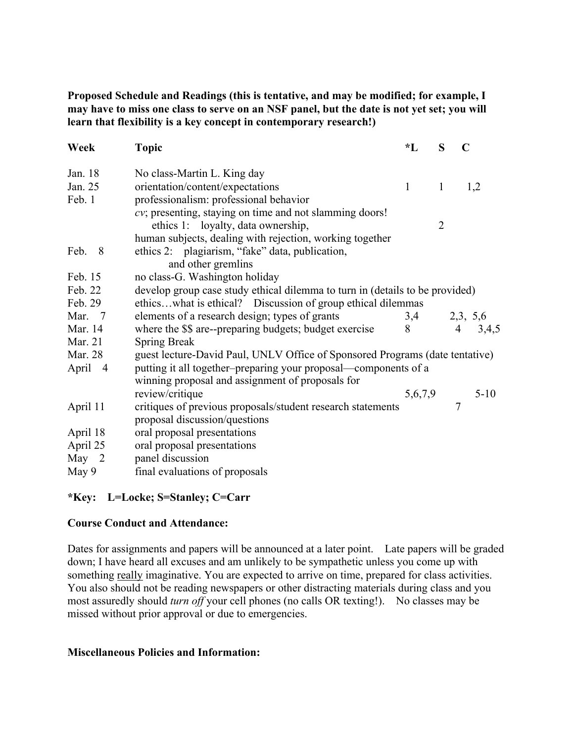**Proposed Schedule and Readings (this is tentative, and may be modified; for example, I may have to miss one class to serve on an NSF panel, but the date is not yet set; you will learn that flexibility is a key concept in contemporary research!)**

| Week | Topic | *L | S | C |
|---|---|---|---|---|
| Jan. 18 | No class-Martin L. King day | | | |
| Jan. 25 | orientation/content/expectations | 1 | 1 | 1,2 |
| Feb. 1 | professionalism: professional behavior<br>*cv*; presenting, staying on time and not slamming doors!<br>ethics 1: loyalty, data ownership,<br>human subjects, dealing with rejection, working together | | 2 | |
| Feb. 8 | ethics 2: plagiarism, "fake" data, publication, and other gremlins | | | |
| Feb. 15 | no class-G. Washington holiday | | | |
| Feb. 22 | develop group case study ethical dilemma to turn in (details to be provided) | | | |
| Feb. 29 | ethics…what is ethical? Discussion of group ethical dilemmas | | | |
| Mar. 7 | elements of a research design; types of grants | 3,4 | 2,3, | 5,6 |
| Mar. 14 | where the $$ are--preparing budgets; budget exercise | 8 | 4 | 3,4,5 |
| Mar. 21 | Spring Break | | | |
| Mar. 28 | guest lecture-David Paul, UNLV Office of Sponsored Programs (date tentative) | | | |
| April 4 | putting it all together–preparing your proposal—components of a winning proposal and assignment of proposals for review/critique | 5,6,7,9 | | 5-10 |
| April 11 | critiques of previous proposals/student research statements<br>proposal discussion/questions | | 7 | |
| April 18 | oral proposal presentations | | | |
| April 25 | oral proposal presentations | | | |
| May 2 | panel discussion | | | |
| May 9 | final evaluations of proposals | | | |

**\*Key: L=Locke; S=Stanley; C=Carr**

**Course Conduct and Attendance:**

Dates for assignments and papers will be announced at a later point. Late papers will be graded down; I have heard all excuses and am unlikely to be sympathetic unless you come up with something <u>really</u> imaginative. You are expected to arrive on time, prepared for class activities. You also should not be reading newspapers or other distracting materials during class and you most assuredly should *turn off* your cell phones (no calls OR texting!). No classes may be missed without prior approval or due to emergencies.

**Miscellaneous Policies and Information:**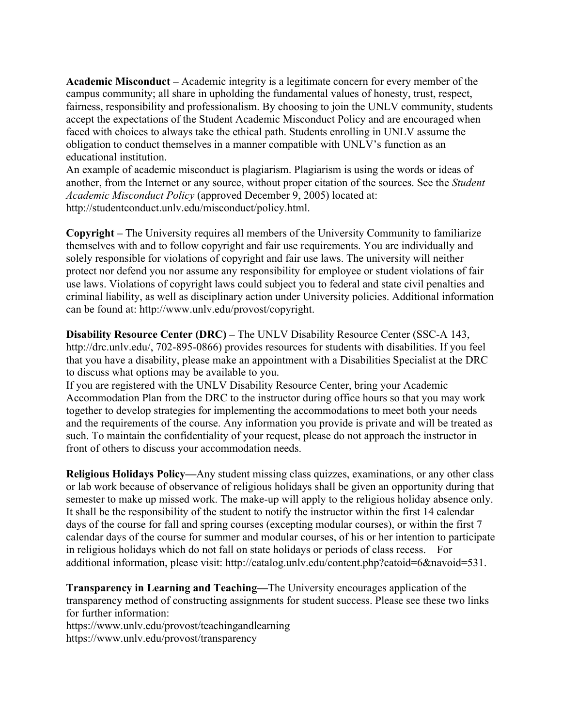**Academic Misconduct –** Academic integrity is a legitimate concern for every member of the campus community; all share in upholding the fundamental values of honesty, trust, respect, fairness, responsibility and professionalism. By choosing to join the UNLV community, students accept the expectations of the Student Academic Misconduct Policy and are encouraged when faced with choices to always take the ethical path. Students enrolling in UNLV assume the obligation to conduct themselves in a manner compatible with UNLV's function as an educational institution.
An example of academic misconduct is plagiarism. Plagiarism is using the words or ideas of another, from the Internet or any source, without proper citation of the sources. See the *Student Academic Misconduct Policy* (approved December 9, 2005) located at: http://studentconduct.unlv.edu/misconduct/policy.html.

**Copyright –** The University requires all members of the University Community to familiarize themselves with and to follow copyright and fair use requirements. You are individually and solely responsible for violations of copyright and fair use laws. The university will neither protect nor defend you nor assume any responsibility for employee or student violations of fair use laws. Violations of copyright laws could subject you to federal and state civil penalties and criminal liability, as well as disciplinary action under University policies. Additional information can be found at: http://www.unlv.edu/provost/copyright.

**Disability Resource Center (DRC) –** The UNLV Disability Resource Center (SSC-A 143, http://drc.unlv.edu/, 702-895-0866) provides resources for students with disabilities. If you feel that you have a disability, please make an appointment with a Disabilities Specialist at the DRC to discuss what options may be available to you.
If you are registered with the UNLV Disability Resource Center, bring your Academic Accommodation Plan from the DRC to the instructor during office hours so that you may work together to develop strategies for implementing the accommodations to meet both your needs and the requirements of the course. Any information you provide is private and will be treated as such. To maintain the confidentiality of your request, please do not approach the instructor in front of others to discuss your accommodation needs.

**Religious Holidays Policy—**Any student missing class quizzes, examinations, or any other class or lab work because of observance of religious holidays shall be given an opportunity during that semester to make up missed work. The make-up will apply to the religious holiday absence only. It shall be the responsibility of the student to notify the instructor within the first 14 calendar days of the course for fall and spring courses (excepting modular courses), or within the first 7 calendar days of the course for summer and modular courses, of his or her intention to participate in religious holidays which do not fall on state holidays or periods of class recess. For additional information, please visit: http://catalog.unlv.edu/content.php?catoid=6&navoid=531.

**Transparency in Learning and Teaching—**The University encourages application of the transparency method of constructing assignments for student success. Please see these two links for further information:
https://www.unlv.edu/provost/teachingandlearning
https://www.unlv.edu/provost/transparency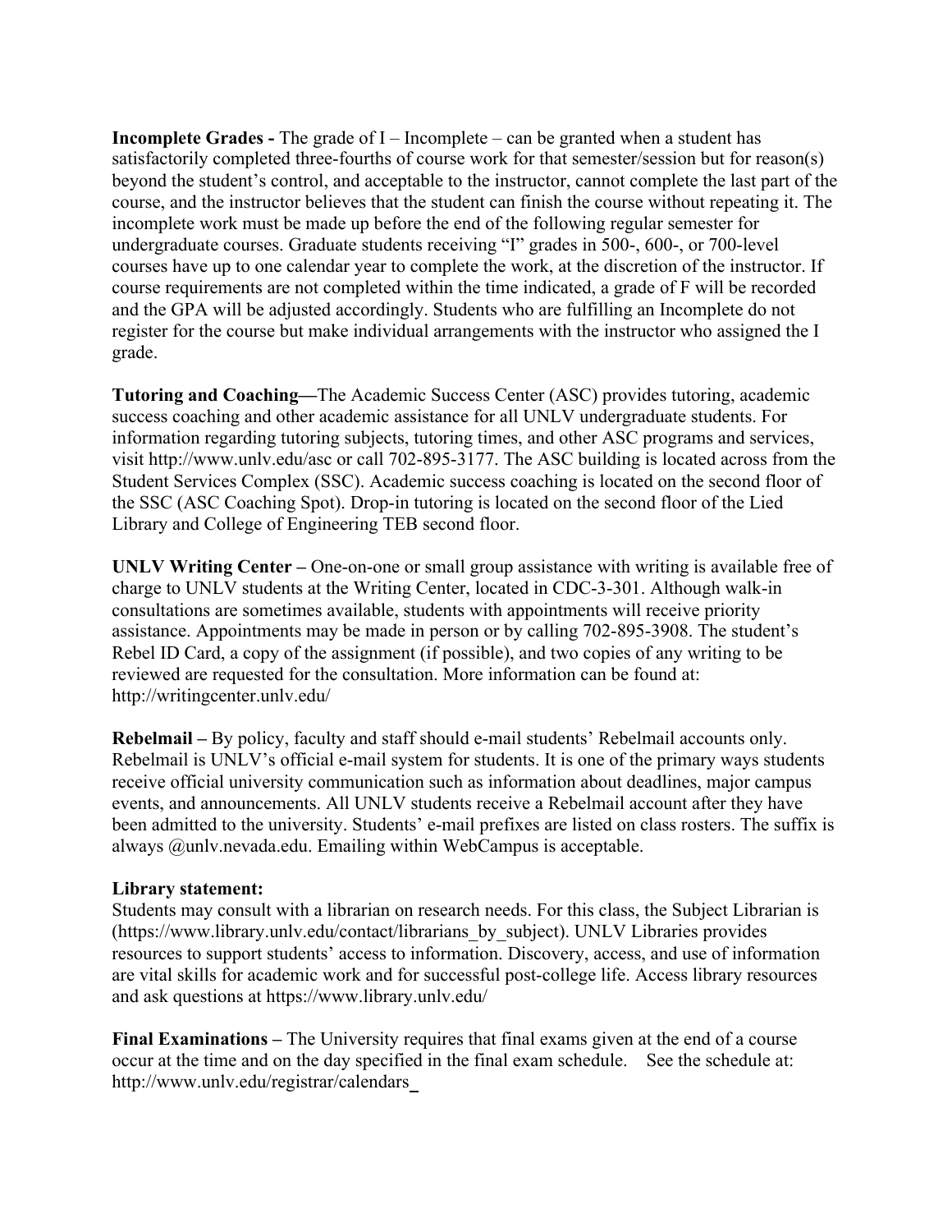**Incomplete Grades -** The grade of I – Incomplete – can be granted when a student has satisfactorily completed three-fourths of course work for that semester/session but for reason(s) beyond the student's control, and acceptable to the instructor, cannot complete the last part of the course, and the instructor believes that the student can finish the course without repeating it. The incomplete work must be made up before the end of the following regular semester for undergraduate courses. Graduate students receiving "I" grades in 500-, 600-, or 700-level courses have up to one calendar year to complete the work, at the discretion of the instructor. If course requirements are not completed within the time indicated, a grade of F will be recorded and the GPA will be adjusted accordingly. Students who are fulfilling an Incomplete do not register for the course but make individual arrangements with the instructor who assigned the I grade.

**Tutoring and Coaching—**The Academic Success Center (ASC) provides tutoring, academic success coaching and other academic assistance for all UNLV undergraduate students. For information regarding tutoring subjects, tutoring times, and other ASC programs and services, visit http://www.unlv.edu/asc or call 702-895-3177. The ASC building is located across from the Student Services Complex (SSC). Academic success coaching is located on the second floor of the SSC (ASC Coaching Spot). Drop-in tutoring is located on the second floor of the Lied Library and College of Engineering TEB second floor.

**UNLV Writing Center –** One-on-one or small group assistance with writing is available free of charge to UNLV students at the Writing Center, located in CDC-3-301. Although walk-in consultations are sometimes available, students with appointments will receive priority assistance. Appointments may be made in person or by calling 702-895-3908. The student's Rebel ID Card, a copy of the assignment (if possible), and two copies of any writing to be reviewed are requested for the consultation. More information can be found at: http://writingcenter.unlv.edu/

**Rebelmail –** By policy, faculty and staff should e-mail students' Rebelmail accounts only. Rebelmail is UNLV's official e-mail system for students. It is one of the primary ways students receive official university communication such as information about deadlines, major campus events, and announcements. All UNLV students receive a Rebelmail account after they have been admitted to the university. Students' e-mail prefixes are listed on class rosters. The suffix is always @unlv.nevada.edu. Emailing within WebCampus is acceptable.

**Library statement:**
Students may consult with a librarian on research needs. For this class, the Subject Librarian is (https://www.library.unlv.edu/contact/librarians_by_subject). UNLV Libraries provides resources to support students' access to information. Discovery, access, and use of information are vital skills for academic work and for successful post-college life. Access library resources and ask questions at https://www.library.unlv.edu/

**Final Examinations –** The University requires that final exams given at the end of a course occur at the time and on the day specified in the final exam schedule. See the schedule at: http://www.unlv.edu/registrar/calendars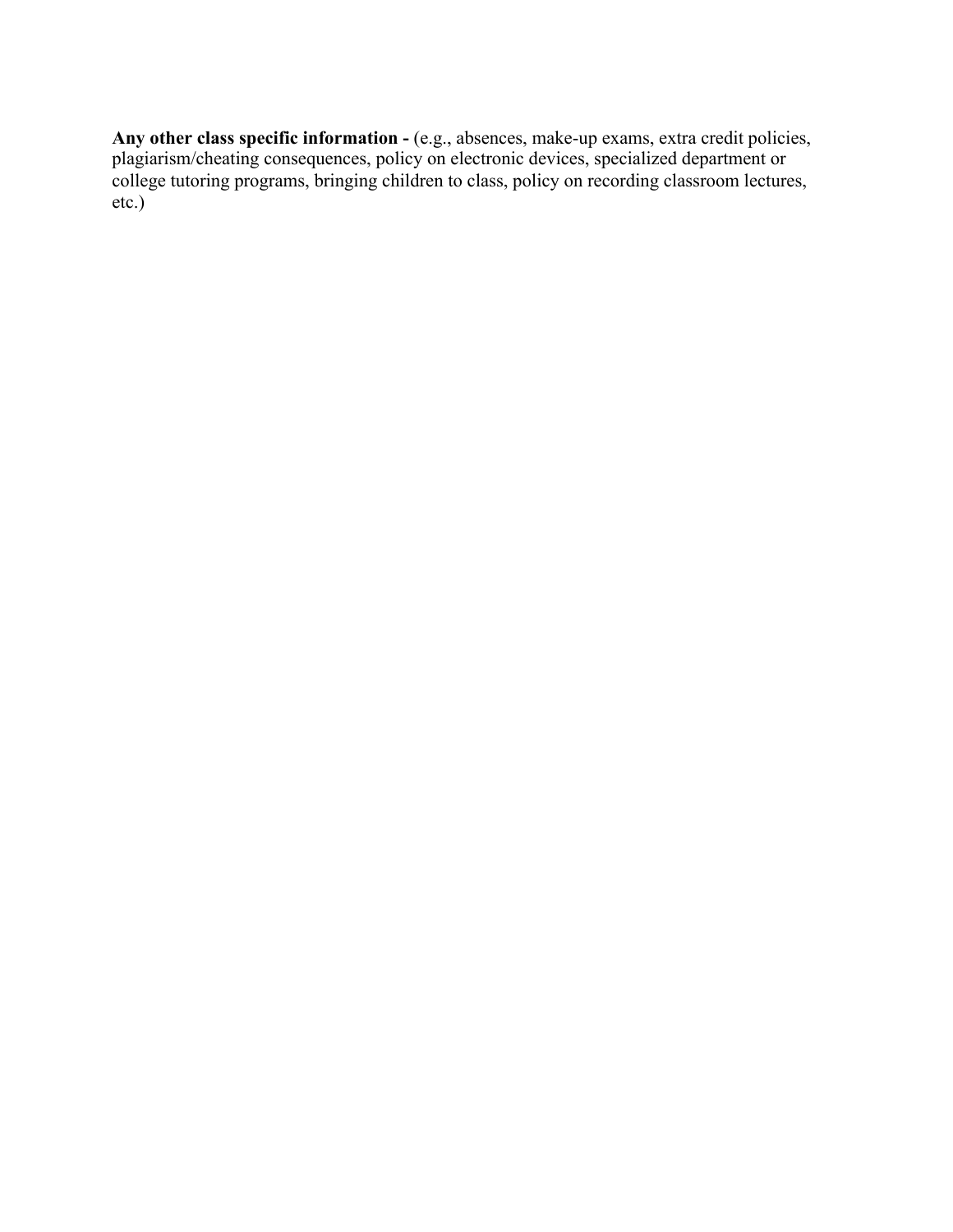**Any other class specific information -** (e.g., absences, make-up exams, extra credit policies, plagiarism/cheating consequences, policy on electronic devices, specialized department or college tutoring programs, bringing children to class, policy on recording classroom lectures, etc.)